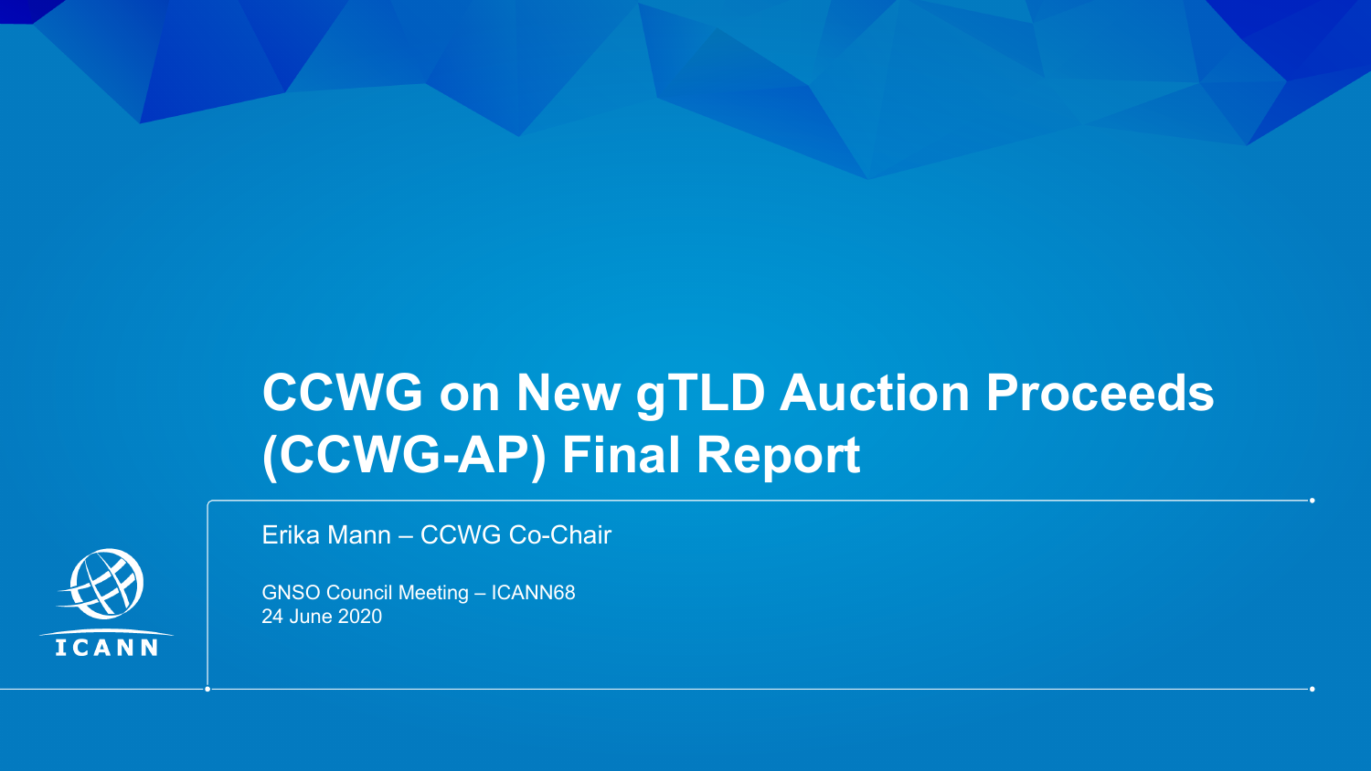# CCWG on New gTLD Auction Proceeds (CCWG-AP) Final Report

Erika Mann – CCWG Co-Chair

GNSO Council Meeting – ICANN68
24 June 2020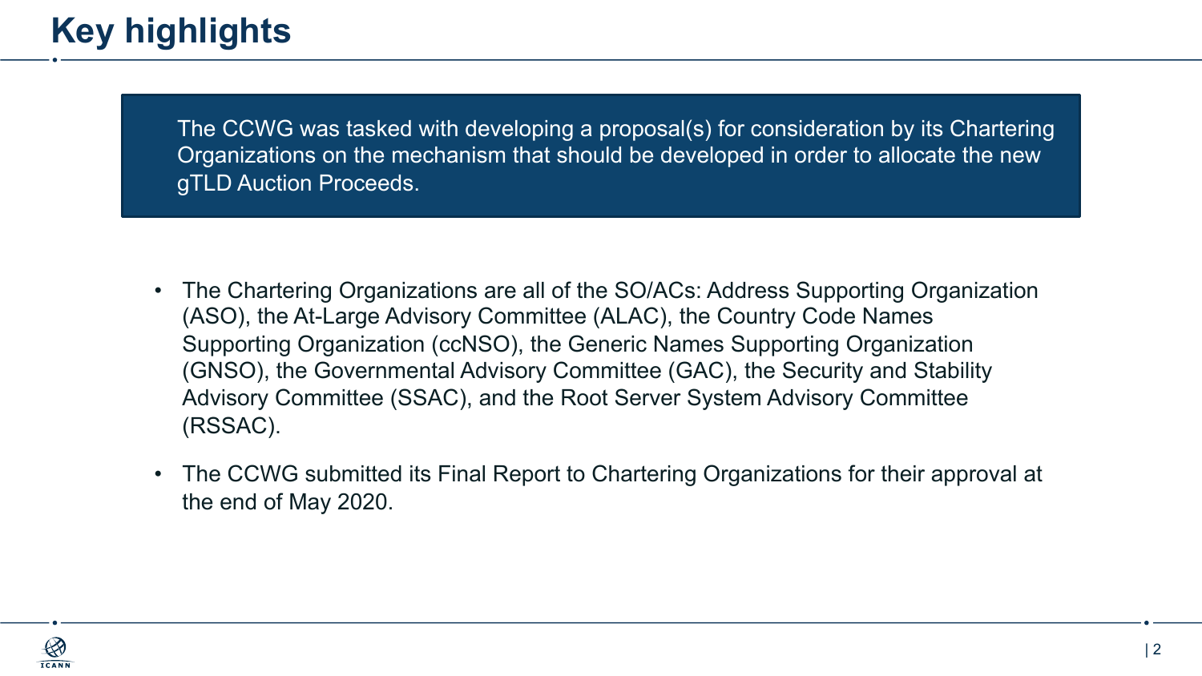# Key highlights

The CCWG was tasked with developing a proposal(s) for consideration by its Chartering Organizations on the mechanism that should be developed in order to allocate the new gTLD Auction Proceeds.

- The Chartering Organizations are all of the SO/ACs: Address Supporting Organization (ASO), the At-Large Advisory Committee (ALAC), the Country Code Names Supporting Organization (ccNSO), the Generic Names Supporting Organization (GNSO), the Governmental Advisory Committee (GAC), the Security and Stability Advisory Committee (SSAC), and the Root Server System Advisory Committee (RSSAC).
- The CCWG submitted its Final Report to Chartering Organizations for their approval at the end of May 2020.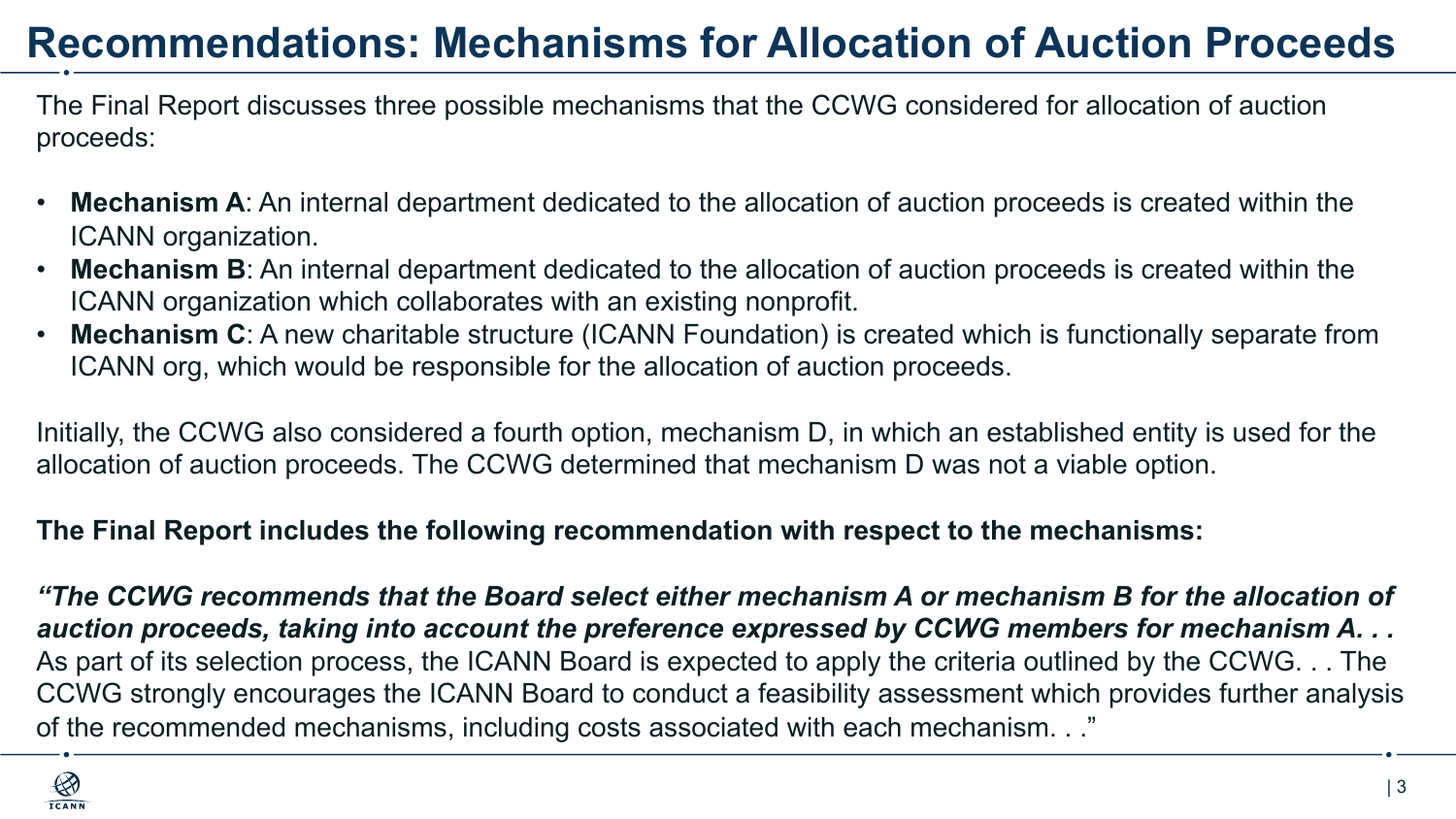# Recommendations: Mechanisms for Allocation of Auction Proceeds

The Final Report discusses three possible mechanisms that the CCWG considered for allocation of auction proceeds:

- **Mechanism A**: An internal department dedicated to the allocation of auction proceeds is created within the ICANN organization.
- **Mechanism B**: An internal department dedicated to the allocation of auction proceeds is created within the ICANN organization which collaborates with an existing nonprofit.
- **Mechanism C**: A new charitable structure (ICANN Foundation) is created which is functionally separate from ICANN org, which would be responsible for the allocation of auction proceeds.

Initially, the CCWG also considered a fourth option, mechanism D, in which an established entity is used for the allocation of auction proceeds. The CCWG determined that mechanism D was not a viable option.

**The Final Report includes the following recommendation with respect to the mechanisms:**

***"The CCWG recommends that the Board select either mechanism A or mechanism B for the allocation of auction proceeds, taking into account the preference expressed by CCWG members for mechanism A. . .*** As part of its selection process, the ICANN Board is expected to apply the criteria outlined by the CCWG. . . The CCWG strongly encourages the ICANN Board to conduct a feasibility assessment which provides further analysis of the recommended mechanisms, including costs associated with each mechanism. . ."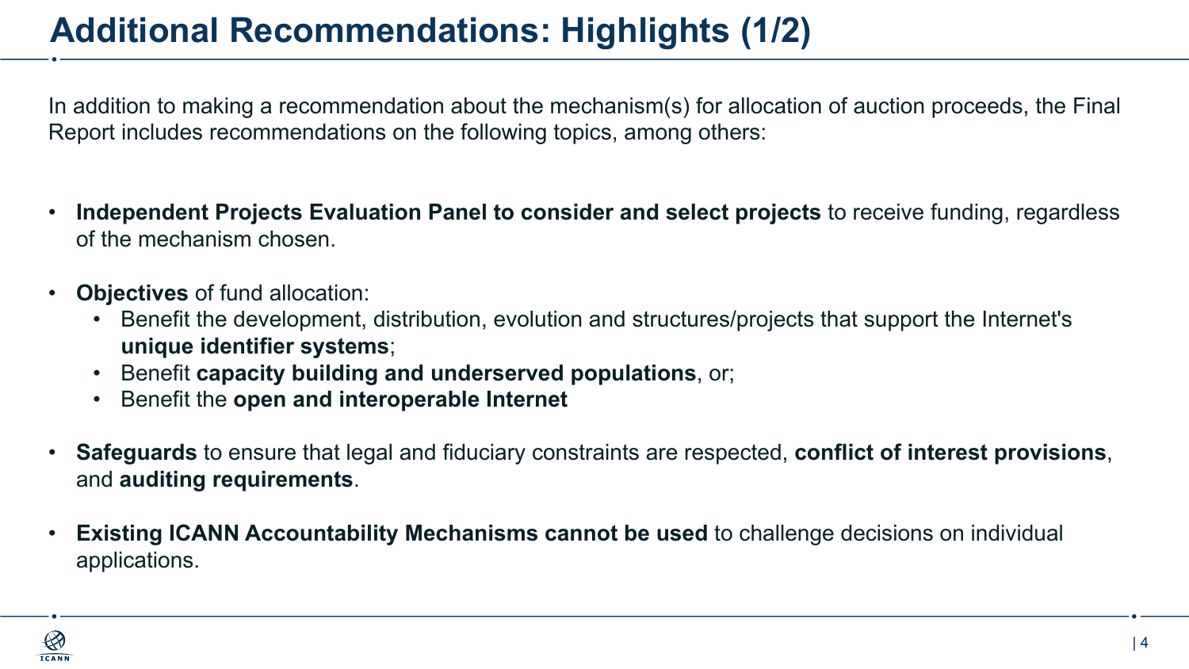# Additional Recommendations: Highlights (1/2)

In addition to making a recommendation about the mechanism(s) for allocation of auction proceeds, the Final Report includes recommendations on the following topics, among others:

- **Independent Projects Evaluation Panel to consider and select projects** to receive funding, regardless of the mechanism chosen.
- **Objectives** of fund allocation:
  - Benefit the development, distribution, evolution and structures/projects that support the Internet's **unique identifier systems**;
  - Benefit **capacity building and underserved populations**, or;
  - Benefit the **open and interoperable Internet**
- **Safeguards** to ensure that legal and fiduciary constraints are respected, **conflict of interest provisions**, and **auditing requirements**.
- **Existing ICANN Accountability Mechanisms cannot be used** to challenge decisions on individual applications.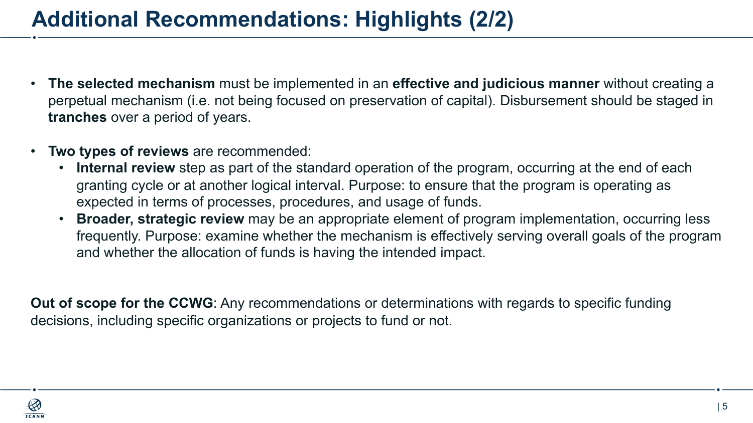# Additional Recommendations: Highlights (2/2)

- **The selected mechanism** must be implemented in an **effective and judicious manner** without creating a perpetual mechanism (i.e. not being focused on preservation of capital). Disbursement should be staged in **tranches** over a period of years.
- **Two types of reviews** are recommended:
  - **Internal review** step as part of the standard operation of the program, occurring at the end of each granting cycle or at another logical interval. Purpose: to ensure that the program is operating as expected in terms of processes, procedures, and usage of funds.
  - **Broader, strategic review** may be an appropriate element of program implementation, occurring less frequently. Purpose: examine whether the mechanism is effectively serving overall goals of the program and whether the allocation of funds is having the intended impact.

**Out of scope for the CCWG**: Any recommendations or determinations with regards to specific funding decisions, including specific organizations or projects to fund or not.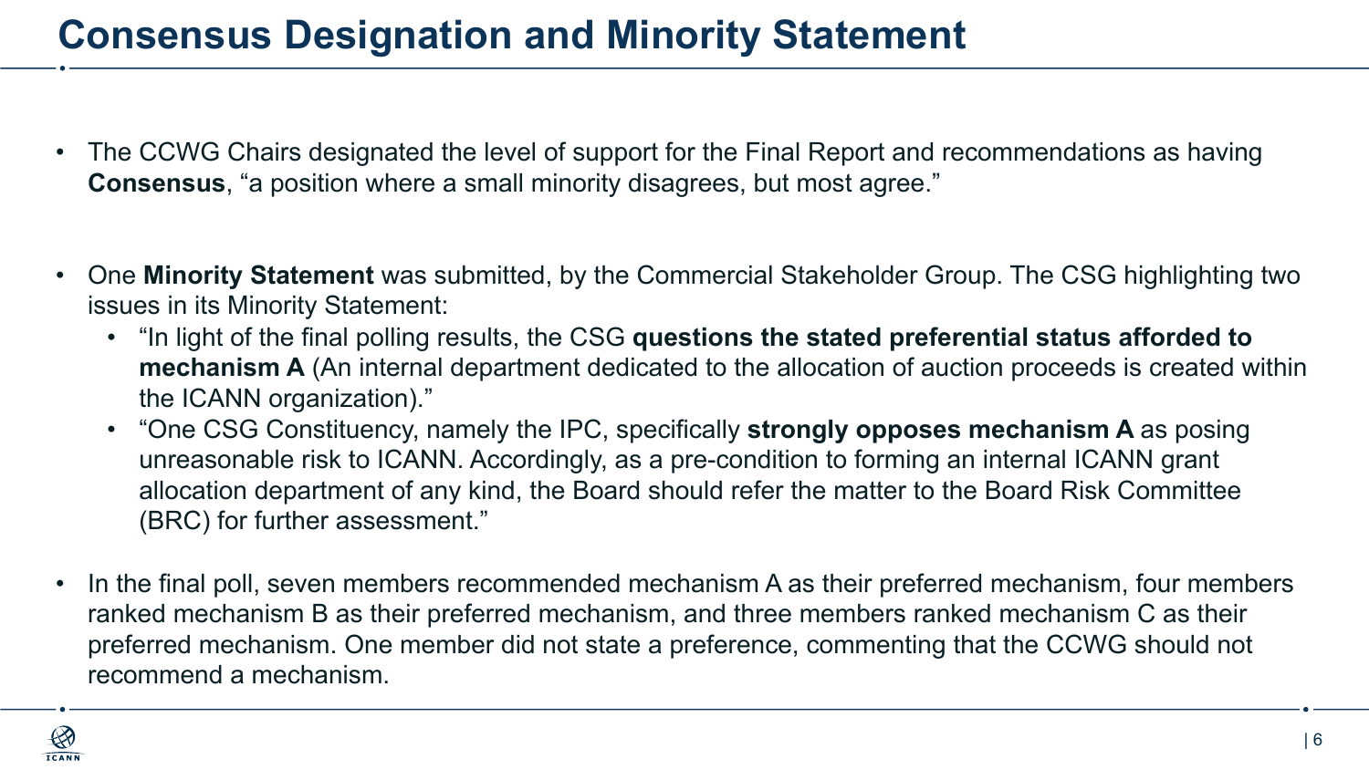# Consensus Designation and Minority Statement

- The CCWG Chairs designated the level of support for the Final Report and recommendations as having **Consensus**, "a position where a small minority disagrees, but most agree."

- One **Minority Statement** was submitted, by the Commercial Stakeholder Group. The CSG highlighting two issues in its Minority Statement:
  - "In light of the final polling results, the CSG **questions the stated preferential status afforded to mechanism A** (An internal department dedicated to the allocation of auction proceeds is created within the ICANN organization)."
  - "One CSG Constituency, namely the IPC, specifically **strongly opposes mechanism A** as posing unreasonable risk to ICANN. Accordingly, as a pre-condition to forming an internal ICANN grant allocation department of any kind, the Board should refer the matter to the Board Risk Committee (BRC) for further assessment."

- In the final poll, seven members recommended mechanism A as their preferred mechanism, four members ranked mechanism B as their preferred mechanism, and three members ranked mechanism C as their preferred mechanism. One member did not state a preference, commenting that the CCWG should not recommend a mechanism.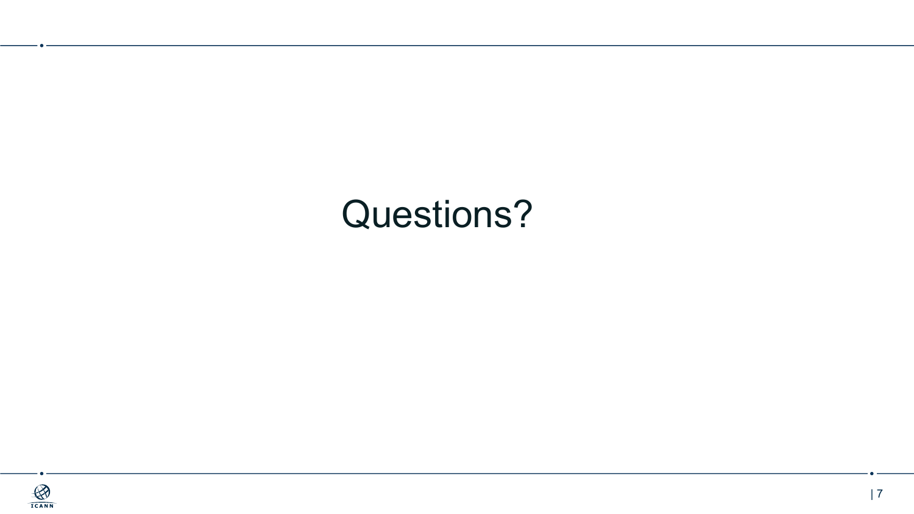# Questions?